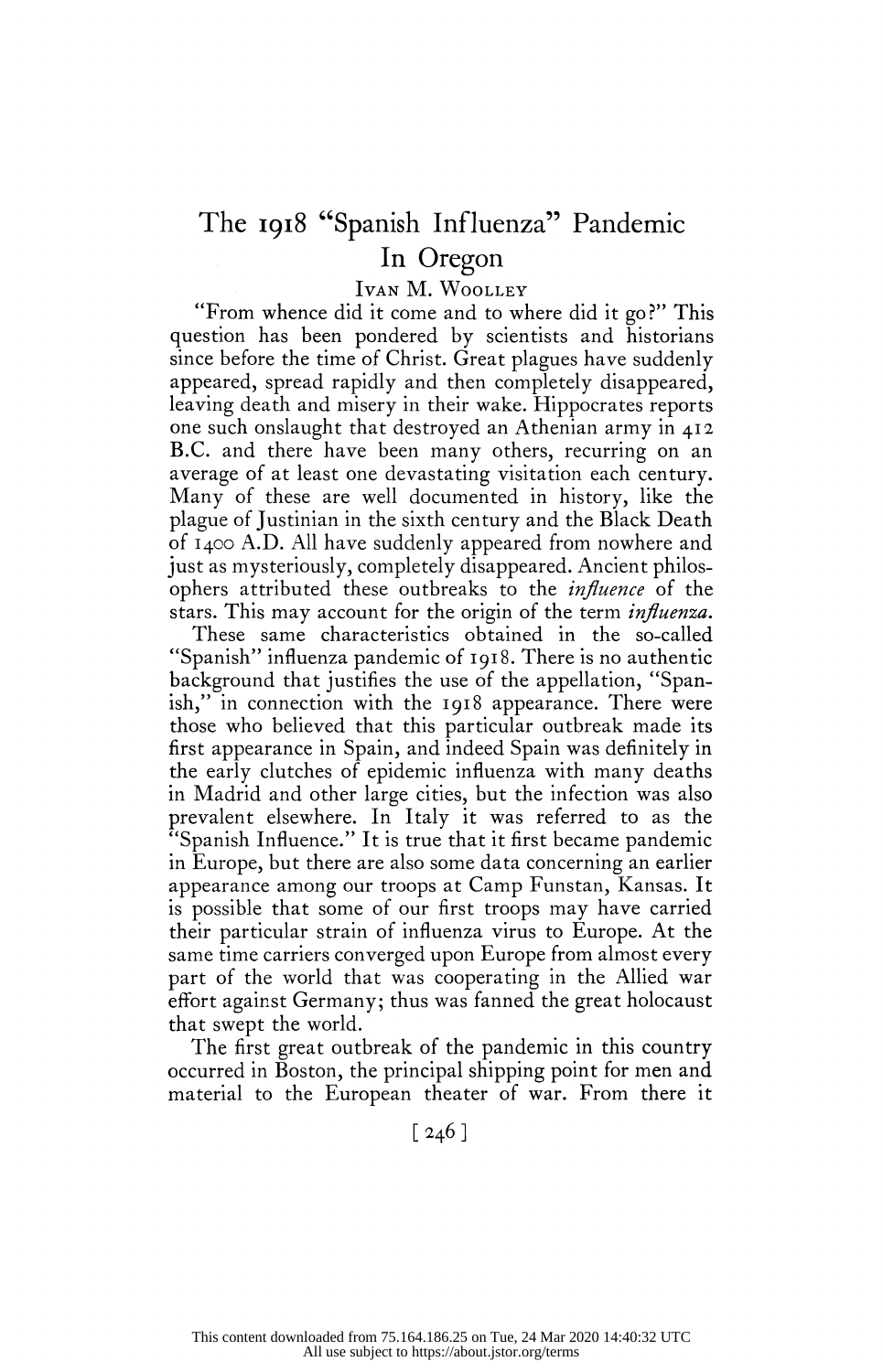# The 1918 "Spanish Influenza" Pandemic In Oregon

IVAN M. WOOLLEY

"From whence did it come and to where did it go?" This question has been pondered by scientists and historians since before the time of Christ. Great plagues have suddenly appeared, spread rapidly and then completely disappeared, leaving death and misery in their wake. Hippocrates reports one such onslaught that destroyed an Athenian army in 412 B.C. and there have been many others, recurring on an average of at least one devastating visitation each century. Many of these are well documented in history, like the plague of Justinian in the sixth century and the Black Death of 1400 A.D. All have suddenly appeared from nowhere and just as mysteriously, completely disappeared. Ancient philosophers attributed these outbreaks to the *influence* of the stars. This may account for the origin of the term *influenza.*

These same characteristics obtained in the so-called "Spanish" influenza pandemic of 1918. There is no authentic background that justifies the use of the appellation, "Spanish," in connection with the 1918 appearance. There were those who believed that this particular outbreak made its first appearance in Spain, and indeed Spain was definitely in the early clutches of epidemic influenza with many deaths in Madrid and other large cities, but the infection was also prevalent elsewhere. In Italy it was referred to as the "Spanish Influence." It is true that it first became pandemic in Europe, but there are also some data concerning an earlier appearance among our troops at Camp Funstan, Kansas. It is possible that some of our first troops may have carried their particular strain of influenza virus to Europe. At the same time carriers converged upon Europe from almost every part of the world that was cooperating in the Allied war effort against Germany; thus was fanned the great holocaust that swept the world.

The first great outbreak of the pandemic in this country occurred in Boston, the principal shipping point for men and material to the European theater of war. From there it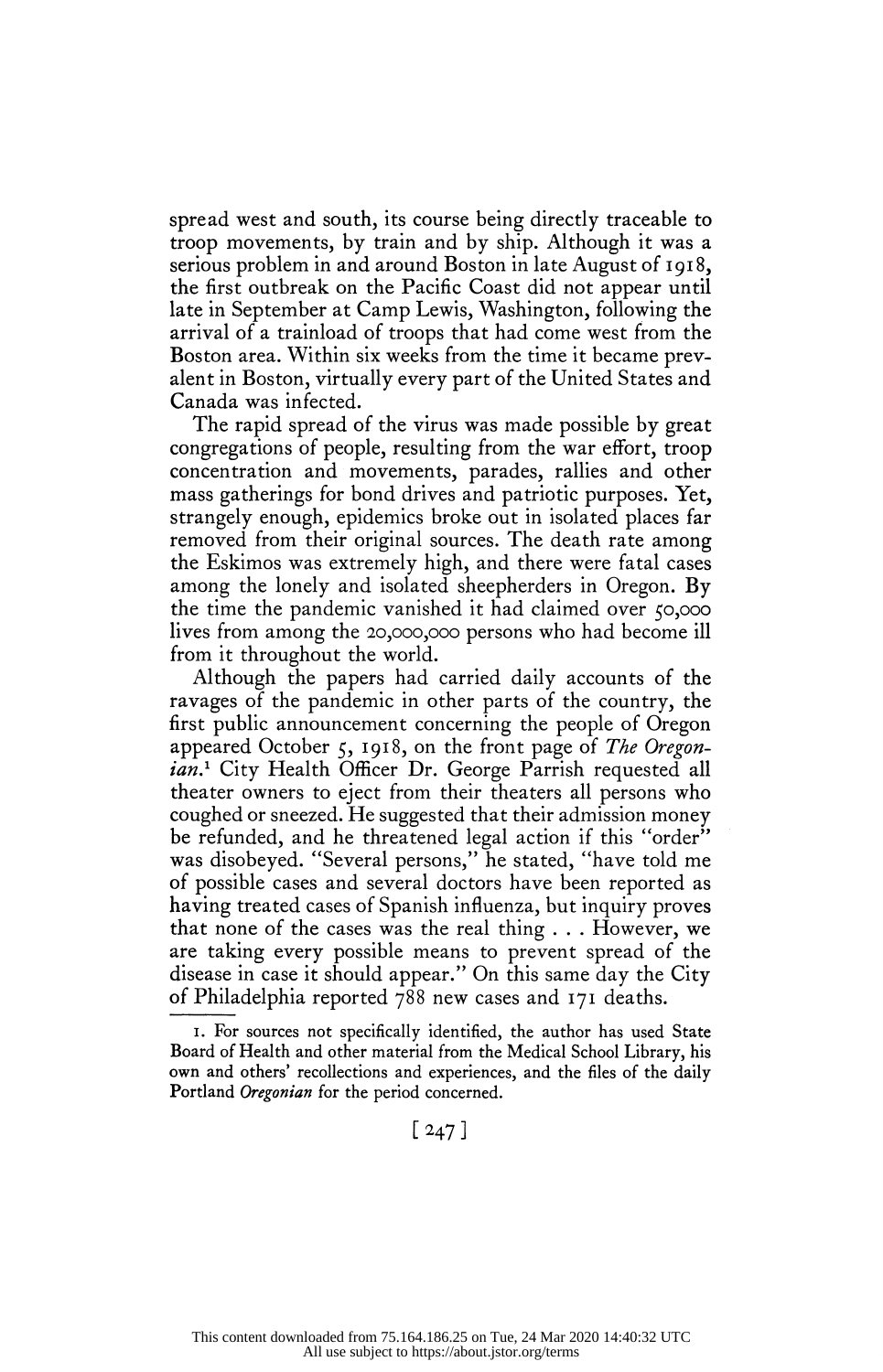spread west and south, its course being directly traceable to troop movements, by train and by ship. Although it was a serious problem in and around Boston in late August of 1918, the first outbreak on the Pacific Coast did not appear until late in September at Camp Lewis, Washington, following the arrival of a trainload of troops that had come west from the Boston area. Within six weeks from the time it became prevalent in Boston, virtually every part of the United States and Canada was infected.

The rapid spread of the virus was made possible by great congregations of people, resulting from the war effort, troop concentration and movements, parades, rallies and other mass gatherings for bond drives and patriotic purposes. Yet, strangely enough, epidemics broke out in isolated places far removed from their original sources. The death rate among the Eskimos was extremely high, and there were fatal cases among the lonely and isolated sheepherders in Oregon. By the time the pandemic vanished it had claimed over 50,000 lives from among the 20,000,000 persons who had become ill from it throughout the world.

Although the papers had carried daily accounts of the ravages of the pandemic in other parts of the country, the first public announcement concerning the people of Oregon appeared October 5, 1918, on the front page of *The Oregonian*.[1] City Health Officer Dr. George Parrish requested all theater owners to eject from their theaters all persons who coughed or sneezed. He suggested that their admission money be refunded, and he threatened legal action if this "order" was disobeyed. "Several persons," he stated, "have told me of possible cases and several doctors have been reported as having treated cases of Spanish influenza, but inquiry proves that none of the cases was the real thing . . . However, we are taking every possible means to prevent spread of the disease in case it should appear." On this same day the City of Philadelphia reported 788 new cases and 171 deaths.

---

1. For sources not specifically identified, the author has used State Board of Health and other material from the Medical School Library, his own and others' recollections and experiences, and the files of the daily Portland *Oregonian* for the period concerned.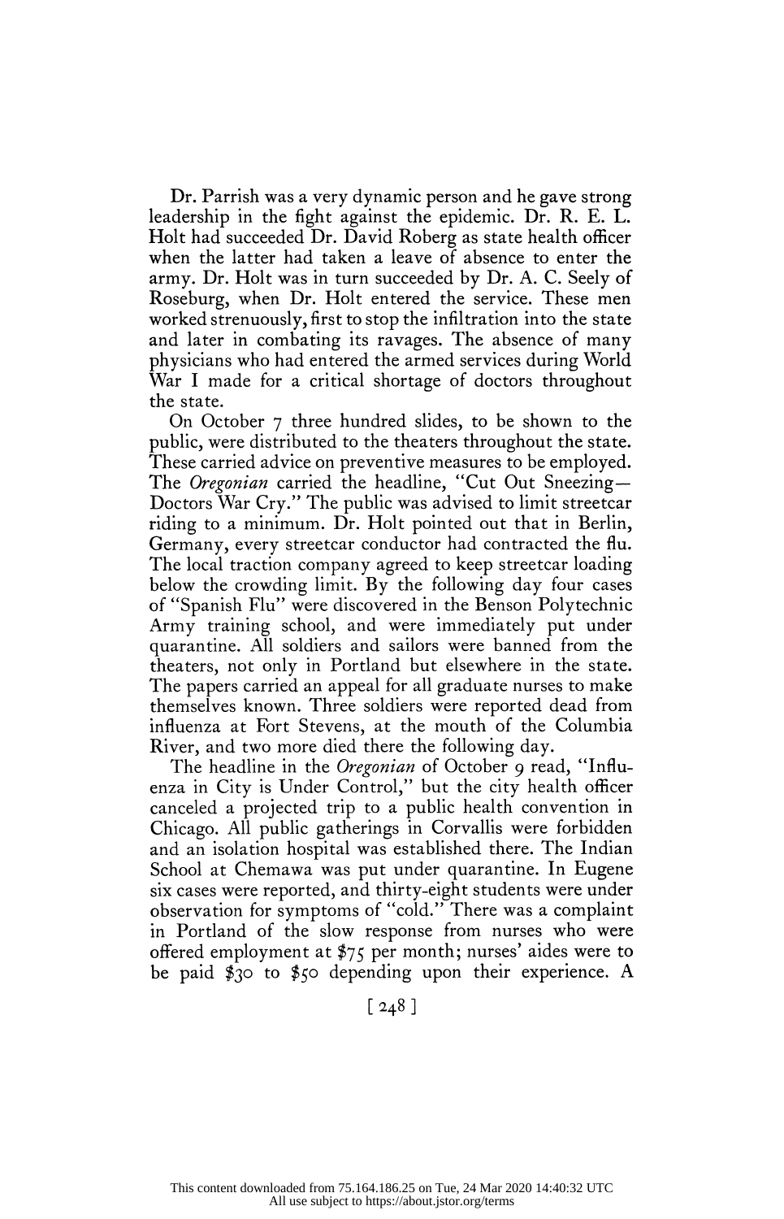Dr. Parrish was a very dynamic person and he gave strong leadership in the fight against the epidemic. Dr. R. E. L. Holt had succeeded Dr. David Roberg as state health officer when the latter had taken a leave of absence to enter the army. Dr. Holt was in turn succeeded by Dr. A. C. Seely of Roseburg, when Dr. Holt entered the service. These men worked strenuously, first to stop the infiltration into the state and later in combating its ravages. The absence of many physicians who had entered the armed services during World War I made for a critical shortage of doctors throughout the state.

On October 7 three hundred slides, to be shown to the public, were distributed to the theaters throughout the state. These carried advice on preventive measures to be employed. The *Oregonian* carried the headline, "Cut Out Sneezing—Doctors War Cry." The public was advised to limit streetcar riding to a minimum. Dr. Holt pointed out that in Berlin, Germany, every streetcar conductor had contracted the flu. The local traction company agreed to keep streetcar loading below the crowding limit. By the following day four cases of "Spanish Flu" were discovered in the Benson Polytechnic Army training school, and were immediately put under quarantine. All soldiers and sailors were banned from the theaters, not only in Portland but elsewhere in the state. The papers carried an appeal for all graduate nurses to make themselves known. Three soldiers were reported dead from influenza at Fort Stevens, at the mouth of the Columbia River, and two more died there the following day.

The headline in the *Oregonian* of October 9 read, "Influenza in City is Under Control," but the city health officer canceled a projected trip to a public health convention in Chicago. All public gatherings in Corvallis were forbidden and an isolation hospital was established there. The Indian School at Chemawa was put under quarantine. In Eugene six cases were reported, and thirty-eight students were under observation for symptoms of "cold." There was a complaint in Portland of the slow response from nurses who were offered employment at $75 per month; nurses' aides were to be paid $30 to $50 depending upon their experience. A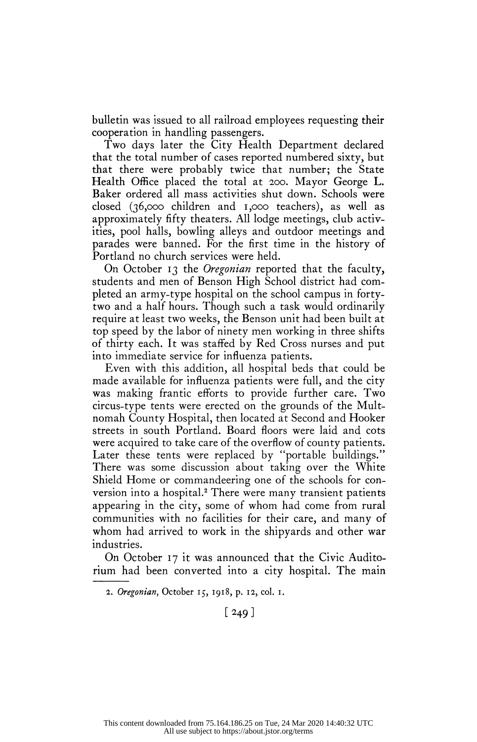bulletin was issued to all railroad employees requesting their cooperation in handling passengers.

Two days later the City Health Department declared that the total number of cases reported numbered sixty, but that there were probably twice that number; the State Health Office placed the total at 200. Mayor George L. Baker ordered all mass activities shut down. Schools were closed (36,000 children and 1,000 teachers), as well as approximately fifty theaters. All lodge meetings, club activities, pool halls, bowling alleys and outdoor meetings and parades were banned. For the first time in the history of Portland no church services were held.

On October 13 the *Oregonian* reported that the faculty, students and men of Benson High School district had completed an army-type hospital on the school campus in forty-two and a half hours. Though such a task would ordinarily require at least two weeks, the Benson unit had been built at top speed by the labor of ninety men working in three shifts of thirty each. It was staffed by Red Cross nurses and put into immediate service for influenza patients.

Even with this addition, all hospital beds that could be made available for influenza patients were full, and the city was making frantic efforts to provide further care. Two circus-type tents were erected on the grounds of the Multnomah County Hospital, then located at Second and Hooker streets in south Portland. Board floors were laid and cots were acquired to take care of the overflow of county patients. Later these tents were replaced by "portable buildings." There was some discussion about taking over the White Shield Home or commandeering one of the schools for conversion into a hospital.[2] There were many transient patients appearing in the city, some of whom had come from rural communities with no facilities for their care, and many of whom had arrived to work in the shipyards and other war industries.

On October 17 it was announced that the Civic Auditorium had been converted into a city hospital. The main

2. *Oregonian*, October 15, 1918, p. 12, col. 1.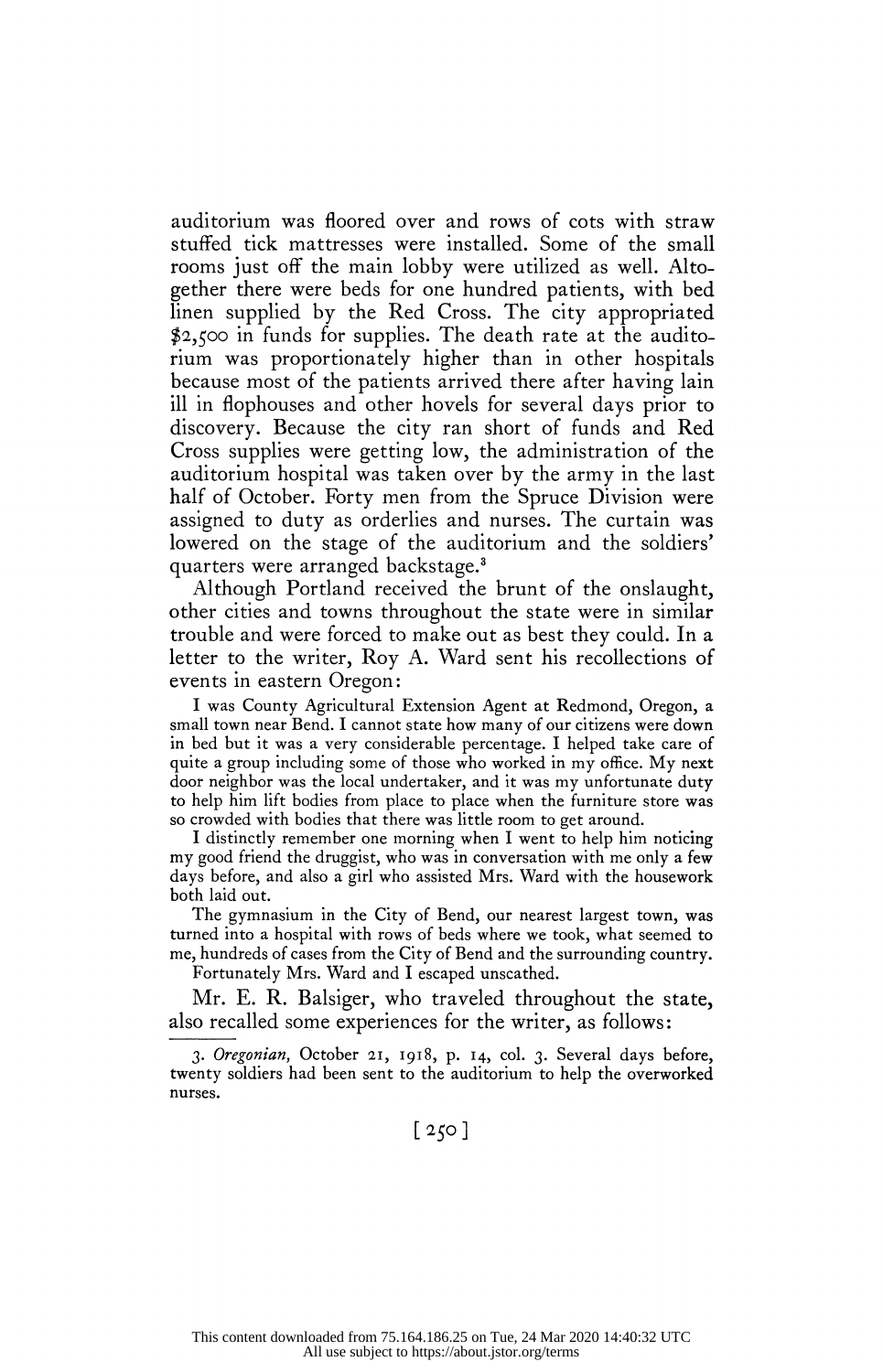auditorium was floored over and rows of cots with straw stuffed tick mattresses were installed. Some of the small rooms just off the main lobby were utilized as well. Altogether there were beds for one hundred patients, with bed linen supplied by the Red Cross. The city appropriated $2,500 in funds for supplies. The death rate at the auditorium was proportionately higher than in other hospitals because most of the patients arrived there after having lain ill in flophouses and other hovels for several days prior to discovery. Because the city ran short of funds and Red Cross supplies were getting low, the administration of the auditorium hospital was taken over by the army in the last half of October. Forty men from the Spruce Division were assigned to duty as orderlies and nurses. The curtain was lowered on the stage of the auditorium and the soldiers' quarters were arranged backstage.[3]

Although Portland received the brunt of the onslaught, other cities and towns throughout the state were in similar trouble and were forced to make out as best they could. In a letter to the writer, Roy A. Ward sent his recollections of events in eastern Oregon:

> I was County Agricultural Extension Agent at Redmond, Oregon, a small town near Bend. I cannot state how many of our citizens were down in bed but it was a very considerable percentage. I helped take care of quite a group including some of those who worked in my office. My next door neighbor was the local undertaker, and it was my unfortunate duty to help him lift bodies from place to place when the furniture store was so crowded with bodies that there was little room to get around.
>
> I distinctly remember one morning when I went to help him noticing my good friend the druggist, who was in conversation with me only a few days before, and also a girl who assisted Mrs. Ward with the housework both laid out.
>
> The gymnasium in the City of Bend, our nearest largest town, was turned into a hospital with rows of beds where we took, what seemed to me, hundreds of cases from the City of Bend and the surrounding country.
>
> Fortunately Mrs. Ward and I escaped unscathed.

Mr. E. R. Balsiger, who traveled throughout the state, also recalled some experiences for the writer, as follows:

---

3. *Oregonian*, October 21, 1918, p. 14, col. 3. Several days before, twenty soldiers had been sent to the auditorium to help the overworked nurses.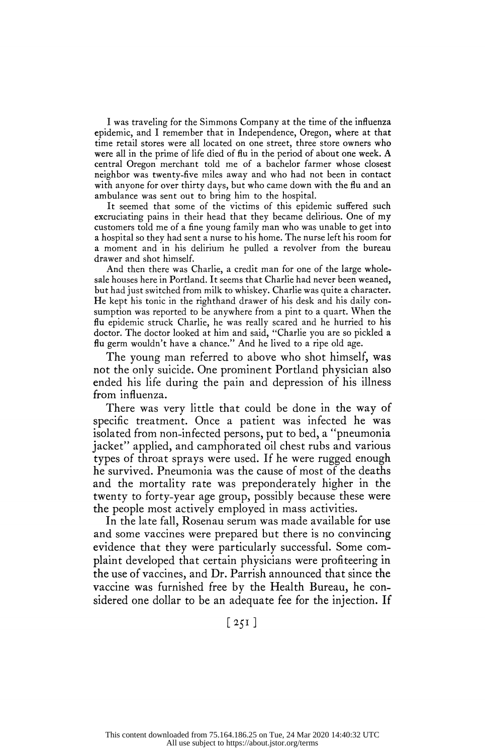I was traveling for the Simmons Company at the time of the influenza epidemic, and I remember that in Independence, Oregon, where at that time retail stores were all located on one street, three store owners who were all in the prime of life died of flu in the period of about one week. A central Oregon merchant told me of a bachelor farmer whose closest neighbor was twenty-five miles away and who had not been in contact with anyone for over thirty days, but who came down with the flu and an ambulance was sent out to bring him to the hospital.

It seemed that some of the victims of this epidemic suffered such excruciating pains in their head that they became delirious. One of my customers told me of a fine young family man who was unable to get into a hospital so they had sent a nurse to his home. The nurse left his room for a moment and in his delirium he pulled a revolver from the bureau drawer and shot himself.

And then there was Charlie, a credit man for one of the large wholesale houses here in Portland. It seems that Charlie had never been weaned, but had just switched from milk to whiskey. Charlie was quite a character. He kept his tonic in the righthand drawer of his desk and his daily consumption was reported to be anywhere from a pint to a quart. When the flu epidemic struck Charlie, he was really scared and he hurried to his doctor. The doctor looked at him and said, "Charlie you are so pickled a flu germ wouldn't have a chance." And he lived to a ripe old age.

The young man referred to above who shot himself, was not the only suicide. One prominent Portland physician also ended his life during the pain and depression of his illness from influenza.

There was very little that could be done in the way of specific treatment. Once a patient was infected he was isolated from non-infected persons, put to bed, a "pneumonia jacket" applied, and camphorated oil chest rubs and various types of throat sprays were used. If he were rugged enough he survived. Pneumonia was the cause of most of the deaths and the mortality rate was preponderately higher in the twenty to forty-year age group, possibly because these were the people most actively employed in mass activities.

In the late fall, Rosenau serum was made available for use and some vaccines were prepared but there is no convincing evidence that they were particularly successful. Some complaint developed that certain physicians were profiteering in the use of vaccines, and Dr. Parrish announced that since the vaccine was furnished free by the Health Bureau, he considered one dollar to be an adequate fee for the injection. If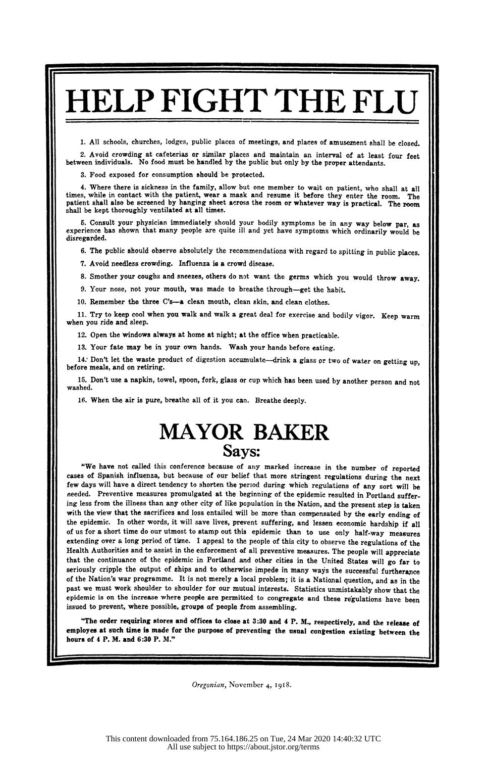# HELP FIGHT THE FLU

1. All schools, churches, lodges, public places of meetings, and places of amusement shall be closed.
2. Avoid crowding at cafeterias or similar places and maintain an interval of at least four feet between individuals. No food must be handled by the public but only by the proper attendants.
3. Food exposed for consumption should be protected.
4. Where there is sickness in the family, allow but one member to wait on patient, who shall at all times, while in contact with the patient, wear a mask and resume it before they enter the room. The patient shall also be screened by hanging sheet across the room or whatever way is practical. The room shall be kept thoroughly ventilated at all times.
5. Consult your physician immediately should your bodily symptoms be in any way below par, as experience has shown that many people are quite ill and yet have symptoms which ordinarily would be disregarded.
6. The public should observe absolutely the recommendations with regard to spitting in public places.
7. Avoid needless crowding. Influenza is a crowd disease.
8. Smother your coughs and sneezes, others do not want the germs which you would throw away.
9. Your nose, not your mouth, was made to breathe through—get the habit.
10. Remember the three C's—a clean mouth, clean skin, and clean clothes.
11. Try to keep cool when you walk and walk a great deal for exercise and bodily vigor. Keep warm when you ride and sleep.
12. Open the windows always at home at night; at the office when practicable.
13. Your fate may be in your own hands. Wash your hands before eating.
14. Don't let the waste product of digestion accumulate—drink a glass or two of water on getting up, before meals, and on retiring.
15. Don't use a napkin, towel, spoon, fork, glass or cup which has been used by another person and not washed.
16. When the air is pure, breathe all of it you can. Breathe deeply.

## MAYOR BAKER

### Says:

"We have not called this conference because of any marked increase in the number of reported cases of Spanish influenza, but because of our belief that more stringent regulations during the next few days will have a direct tendency to shorten the period during which regulations of any sort will be needed. Preventive measures promulgated at the beginning of the epidemic resulted in Portland suffering less from the illness than any other city of like population in the Nation, and the present step is taken with the view that the sacrifices and loss entailed will be more than compensated by the early ending of the epidemic. In other words, it will save lives, prevent suffering, and lessen economic hardship if all of us for a short time do our utmost to stamp out this epidemic than to use only half-way measures extending over a long period of time. I appeal to the people of this city to observe the regulations of the Health Authorities and to assist in the enforcement of all preventive measures. The people will appreciate that the continuance of the epidemic in Portland and other cities in the United States will go far to seriously cripple the output of ships and to otherwise impede in many ways the successful furtherance of the Nation's war programme. It is not merely a local problem; it is a National question, and as in the past we must work shoulder to shoulder for our mutual interests. Statistics unmistakably show that the epidemic is on the increase where people are permitted to congregate and these regulations have been issued to prevent, where possible, groups of people from assembling.

**"The order requiring stores and offices to close at 3:30 and 4 P. M., respectively, and the release of employes at such time is made for the purpose of preventing the usual congestion existing between the hours of 4 P. M. and 6:30 P. M."**

*Oregonian*, November 4, 1918.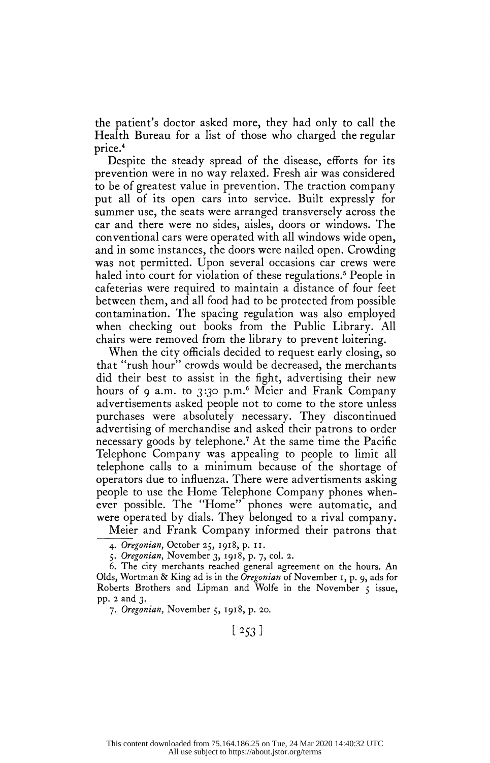the patient's doctor asked more, they had only to call the Health Bureau for a list of those who charged the regular price.[4]

Despite the steady spread of the disease, efforts for its prevention were in no way relaxed. Fresh air was considered to be of greatest value in prevention. The traction company put all of its open cars into service. Built expressly for summer use, the seats were arranged transversely across the car and there were no sides, aisles, doors or windows. The conventional cars were operated with all windows wide open, and in some instances, the doors were nailed open. Crowding was not permitted. Upon several occasions car crews were haled into court for violation of these regulations.[5] People in cafeterias were required to maintain a distance of four feet between them, and all food had to be protected from possible contamination. The spacing regulation was also employed when checking out books from the Public Library. All chairs were removed from the library to prevent loitering.

When the city officials decided to request early closing, so that "rush hour" crowds would be decreased, the merchants did their best to assist in the fight, advertising their new hours of 9 a.m. to 3:30 p.m.[6] Meier and Frank Company advertisements asked people not to come to the store unless purchases were absolutely necessary. They discontinued advertising of merchandise and asked their patrons to order necessary goods by telephone.[7] At the same time the Pacific Telephone Company was appealing to people to limit all telephone calls to a minimum because of the shortage of operators due to influenza. There were advertisments asking people to use the Home Telephone Company phones whenever possible. The "Home" phones were automatic, and were operated by dials. They belonged to a rival company.

Meier and Frank Company informed their patrons that

4. *Oregonian*, October 25, 1918, p. 11.

5. *Oregonian*, November 3, 1918, p. 7, col. 2.

6. The city merchants reached general agreement on the hours. An Olds, Wortman & King ad is in the *Oregonian* of November 1, p. 9, ads for Roberts Brothers and Lipman and Wolfe in the November 5 issue, pp. 2 and 3.

7. *Oregonian*, November 5, 1918, p. 20.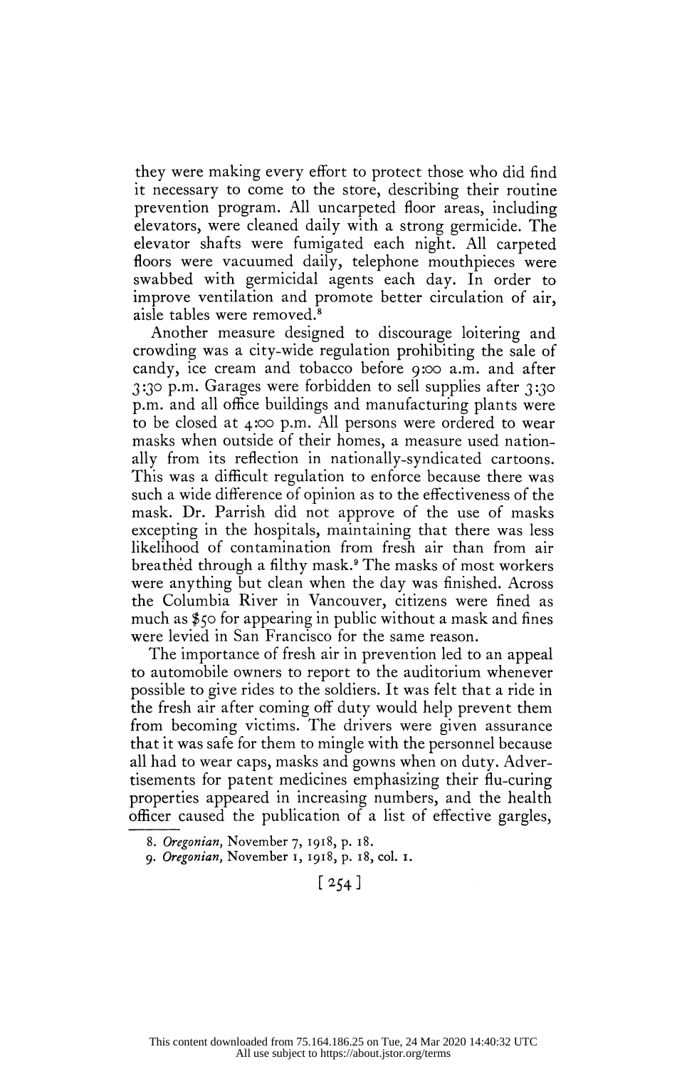they were making every effort to protect those who did find it necessary to come to the store, describing their routine prevention program. All uncarpeted floor areas, including elevators, were cleaned daily with a strong germicide. The elevator shafts were fumigated each night. All carpeted floors were vacuumed daily, telephone mouthpieces were swabbed with germicidal agents each day. In order to improve ventilation and promote better circulation of air, aisle tables were removed.[8]

Another measure designed to discourage loitering and crowding was a city-wide regulation prohibiting the sale of candy, ice cream and tobacco before 9:00 a.m. and after 3:30 p.m. Garages were forbidden to sell supplies after 3:30 p.m. and all office buildings and manufacturing plants were to be closed at 4:00 p.m. All persons were ordered to wear masks when outside of their homes, a measure used nationally from its reflection in nationally-syndicated cartoons. This was a difficult regulation to enforce because there was such a wide difference of opinion as to the effectiveness of the mask. Dr. Parrish did not approve of the use of masks excepting in the hospitals, maintaining that there was less likelihood of contamination from fresh air than from air breathed through a filthy mask.[9] The masks of most workers were anything but clean when the day was finished. Across the Columbia River in Vancouver, citizens were fined as much as $50 for appearing in public without a mask and fines were levied in San Francisco for the same reason.

The importance of fresh air in prevention led to an appeal to automobile owners to report to the auditorium whenever possible to give rides to the soldiers. It was felt that a ride in the fresh air after coming off duty would help prevent them from becoming victims. The drivers were given assurance that it was safe for them to mingle with the personnel because all had to wear caps, masks and gowns when on duty. Advertisements for patent medicines emphasizing their flu-curing properties appeared in increasing numbers, and the health officer caused the publication of a list of effective gargles,

8. *Oregonian*, November 7, 1918, p. 18.
9. *Oregonian*, November 1, 1918, p. 18, col. 1.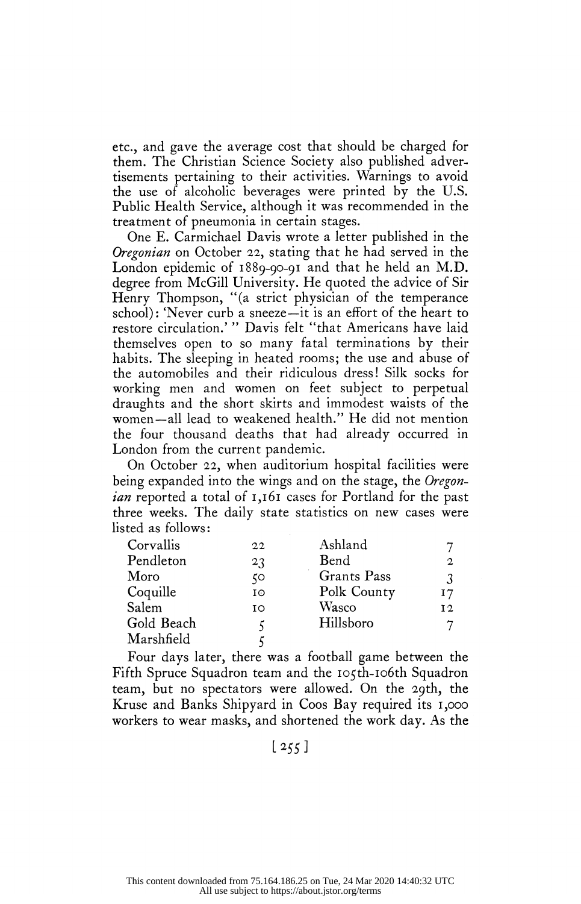etc., and gave the average cost that should be charged for them. The Christian Science Society also published advertisements pertaining to their activities. Warnings to avoid the use of alcoholic beverages were printed by the U.S. Public Health Service, although it was recommended in the treatment of pneumonia in certain stages.

One E. Carmichael Davis wrote a letter published in the *Oregonian* on October 22, stating that he had served in the London epidemic of 1889-90-91 and that he held an M.D. degree from McGill University. He quoted the advice of Sir Henry Thompson, "(a strict physician of the temperance school): 'Never curb a sneeze—it is an effort of the heart to restore circulation.' " Davis felt "that Americans have laid themselves open to so many fatal terminations by their habits. The sleeping in heated rooms; the use and abuse of the automobiles and their ridiculous dress! Silk socks for working men and women on feet subject to perpetual draughts and the short skirts and immodest waists of the women—all lead to weakened health." He did not mention the four thousand deaths that had already occurred in London from the current pandemic.

On October 22, when auditorium hospital facilities were being expanded into the wings and on the stage, the *Oregonian* reported a total of 1,161 cases for Portland for the past three weeks. The daily state statistics on new cases were listed as follows:

| | | | |
|---|---|---|---|
| Corvallis | 22 | Ashland | 7 |
| Pendleton | 23 | Bend | 2 |
| Moro | 50 | Grants Pass | 3 |
| Coquille | 10 | Polk County | 17 |
| Salem | 10 | Wasco | 12 |
| Gold Beach | 5 | Hillsboro | 7 |
| Marshfield | 5 | | |

Four days later, there was a football game between the Fifth Spruce Squadron team and the 105th-106th Squadron team, but no spectators were allowed. On the 29th, the Kruse and Banks Shipyard in Coos Bay required its 1,000 workers to wear masks, and shortened the work day. As the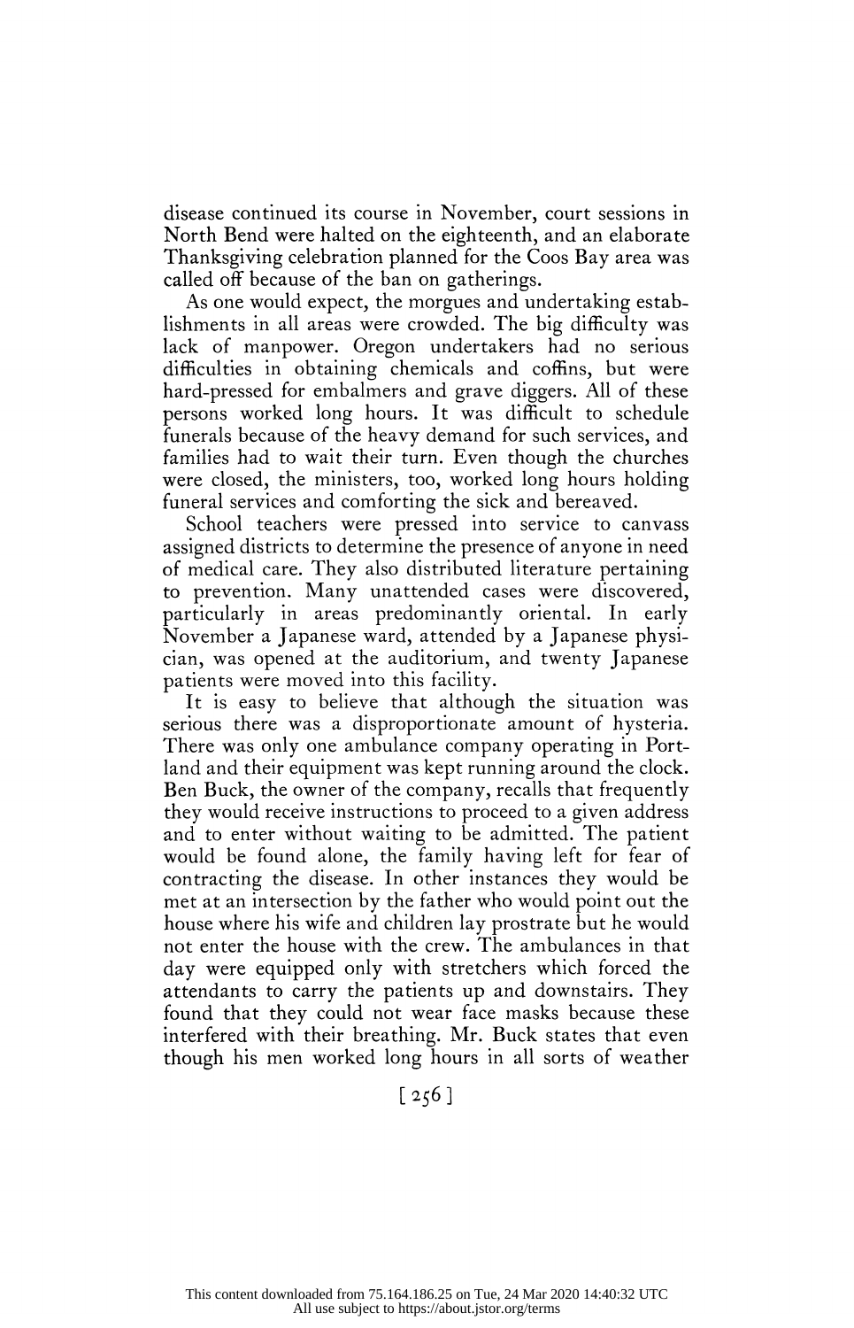disease continued its course in November, court sessions in North Bend were halted on the eighteenth, and an elaborate Thanksgiving celebration planned for the Coos Bay area was called off because of the ban on gatherings.

As one would expect, the morgues and undertaking establishments in all areas were crowded. The big difficulty was lack of manpower. Oregon undertakers had no serious difficulties in obtaining chemicals and coffins, but were hard-pressed for embalmers and grave diggers. All of these persons worked long hours. It was difficult to schedule funerals because of the heavy demand for such services, and families had to wait their turn. Even though the churches were closed, the ministers, too, worked long hours holding funeral services and comforting the sick and bereaved.

School teachers were pressed into service to canvass assigned districts to determine the presence of anyone in need of medical care. They also distributed literature pertaining to prevention. Many unattended cases were discovered, particularly in areas predominantly oriental. In early November a Japanese ward, attended by a Japanese physician, was opened at the auditorium, and twenty Japanese patients were moved into this facility.

It is easy to believe that although the situation was serious there was a disproportionate amount of hysteria. There was only one ambulance company operating in Portland and their equipment was kept running around the clock. Ben Buck, the owner of the company, recalls that frequently they would receive instructions to proceed to a given address and to enter without waiting to be admitted. The patient would be found alone, the family having left for fear of contracting the disease. In other instances they would be met at an intersection by the father who would point out the house where his wife and children lay prostrate but he would not enter the house with the crew. The ambulances in that day were equipped only with stretchers which forced the attendants to carry the patients up and downstairs. They found that they could not wear face masks because these interfered with their breathing. Mr. Buck states that even though his men worked long hours in all sorts of weather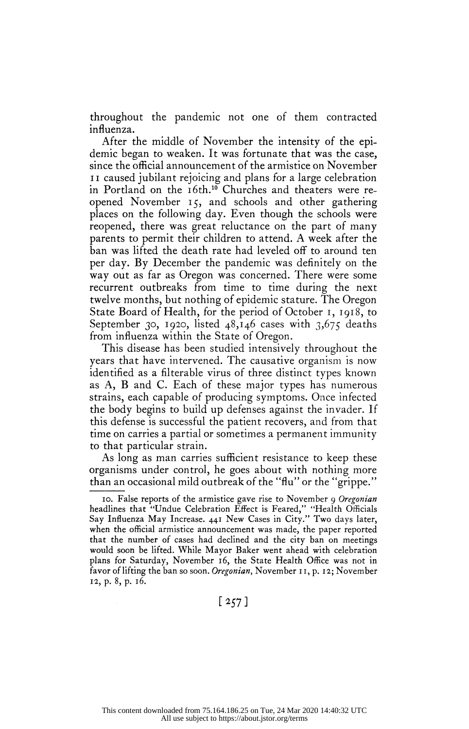throughout the pandemic not one of them contracted influenza.

After the middle of November the intensity of the epidemic began to weaken. It was fortunate that was the case, since the official announcement of the armistice on November 11 caused jubilant rejoicing and plans for a large celebration in Portland on the 16th.[10] Churches and theaters were reopened November 15, and schools and other gathering places on the following day. Even though the schools were reopened, there was great reluctance on the part of many parents to permit their children to attend. A week after the ban was lifted the death rate had leveled off to around ten per day. By December the pandemic was definitely on the way out as far as Oregon was concerned. There were some recurrent outbreaks from time to time during the next twelve months, but nothing of epidemic stature. The Oregon State Board of Health, for the period of October 1, 1918, to September 30, 1920, listed 48,146 cases with 3,675 deaths from influenza within the State of Oregon.

This disease has been studied intensively throughout the years that have intervened. The causative organism is now identified as a filterable virus of three distinct types known as A, B and C. Each of these major types has numerous strains, each capable of producing symptoms. Once infected the body begins to build up defenses against the invader. If this defense is successful the patient recovers, and from that time on carries a partial or sometimes a permanent immunity to that particular strain.

As long as man carries sufficient resistance to keep these organisms under control, he goes about with nothing more than an occasional mild outbreak of the "flu" or the "grippe."

---

10. False reports of the armistice gave rise to November 9 *Oregonian* headlines that "Undue Celebration Effect is Feared," "Health Officials Say Influenza May Increase. 441 New Cases in City." Two days later, when the official armistice announcement was made, the paper reported that the number of cases had declined and the city ban on meetings would soon be lifted. While Mayor Baker went ahead with celebration plans for Saturday, November 16, the State Health Office was not in favor of lifting the ban so soon. *Oregonian*, November 11, p. 12; November 12, p. 8, p. 16.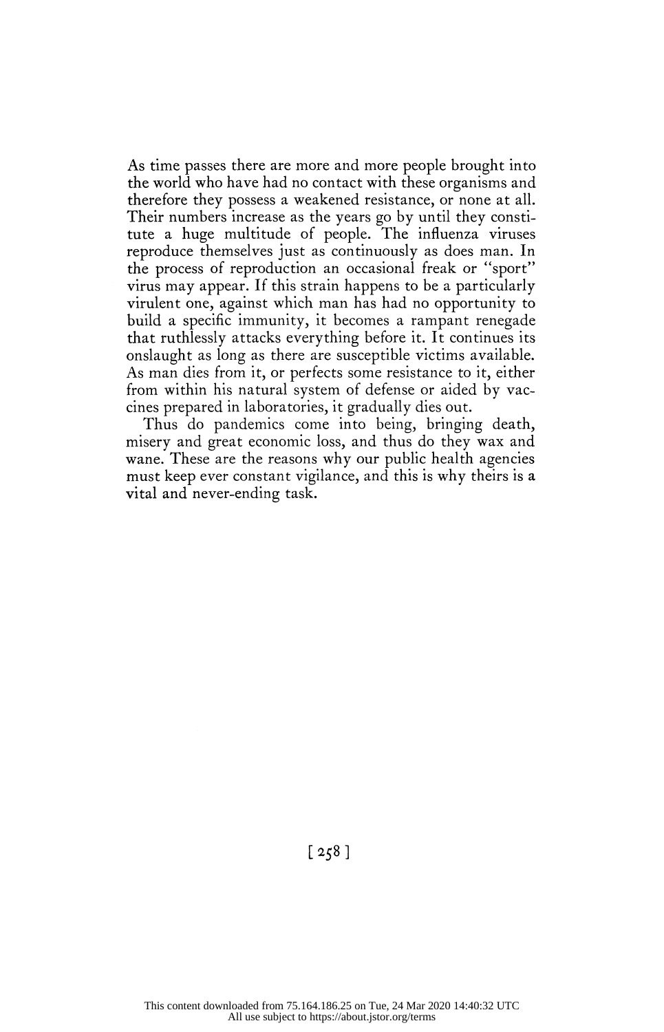As time passes there are more and more people brought into the world who have had no contact with these organisms and therefore they possess a weakened resistance, or none at all. Their numbers increase as the years go by until they constitute a huge multitude of people. The influenza viruses reproduce themselves just as continuously as does man. In the process of reproduction an occasional freak or "sport" virus may appear. If this strain happens to be a particularly virulent one, against which man has had no opportunity to build a specific immunity, it becomes a rampant renegade that ruthlessly attacks everything before it. It continues its onslaught as long as there are susceptible victims available. As man dies from it, or perfects some resistance to it, either from within his natural system of defense or aided by vaccines prepared in laboratories, it gradually dies out.

Thus do pandemics come into being, bringing death, misery and great economic loss, and thus do they wax and wane. These are the reasons why our public health agencies must keep ever constant vigilance, and this is why theirs is a vital and never-ending task.